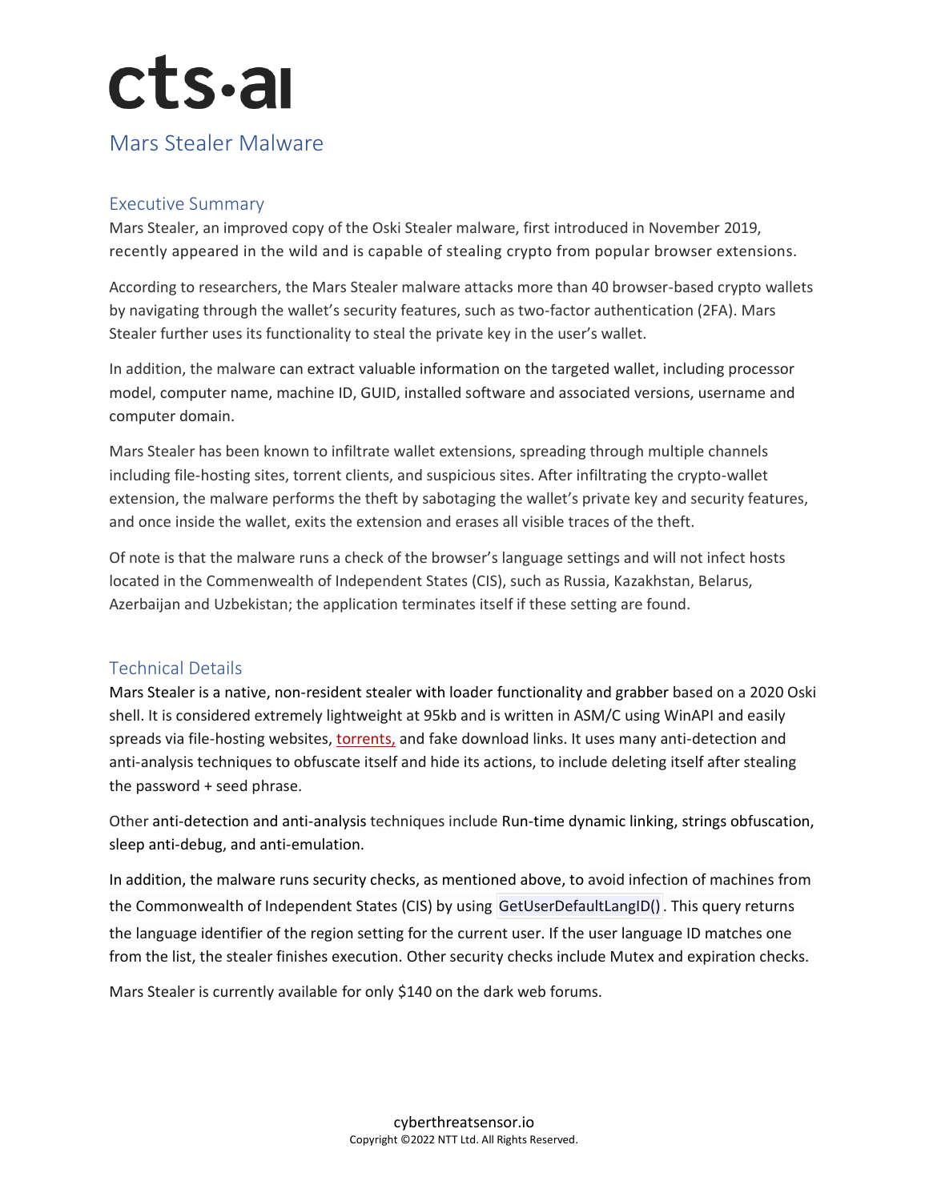# cts·ai

## Mars Stealer Malware

### Executive Summary

Mars Stealer, an improved copy of the Oski Stealer malware, first introduced in November 2019, recently appeared in the wild and is capable of stealing crypto from popular browser extensions.

According to researchers, the Mars Stealer malware attacks more than 40 browser-based crypto wallets by navigating through the wallet's security features, such as two-factor authentication (2FA). Mars Stealer further uses its functionality to steal the private key in the user's wallet.

In addition, the malware can extract valuable information on the targeted wallet, including processor model, computer name, machine ID, GUID, installed software and associated versions, username and computer domain.

Mars Stealer has been known to infiltrate wallet extensions, spreading through multiple channels including file-hosting sites, torrent clients, and suspicious sites. After infiltrating the crypto-wallet extension, the malware performs the theft by sabotaging the wallet's private key and security features, and once inside the wallet, exits the extension and erases all visible traces of the theft.

Of note is that the malware runs a check of the browser's language settings and will not infect hosts located in the Commenwealth of Independent States (CIS), such as Russia, Kazakhstan, Belarus, Azerbaijan and Uzbekistan; the application terminates itself if these setting are found.

### Technical Details

Mars Stealer is a native, non-resident stealer with loader functionality and grabber based on a 2020 Oski shell. It is considered extremely lightweight at 95kb and is written in ASM/C using WinAPI and easily spreads via file-hosting websites, torrents, and fake download links. It uses many anti-detection and anti-analysis techniques to obfuscate itself and hide its actions, to include deleting itself after stealing the password + seed phrase.

Other anti-detection and anti-analysis techniques include Run-time dynamic linking, strings obfuscation, sleep anti-debug, and anti-emulation.

In addition, the malware runs security checks, as mentioned above, to avoid infection of machines from the Commonwealth of Independent States (CIS) by using `GetUserDefaultLangID()`. This query returns the language identifier of the region setting for the current user. If the user language ID matches one from the list, the stealer finishes execution. Other security checks include Mutex and expiration checks.

Mars Stealer is currently available for only $140 on the dark web forums.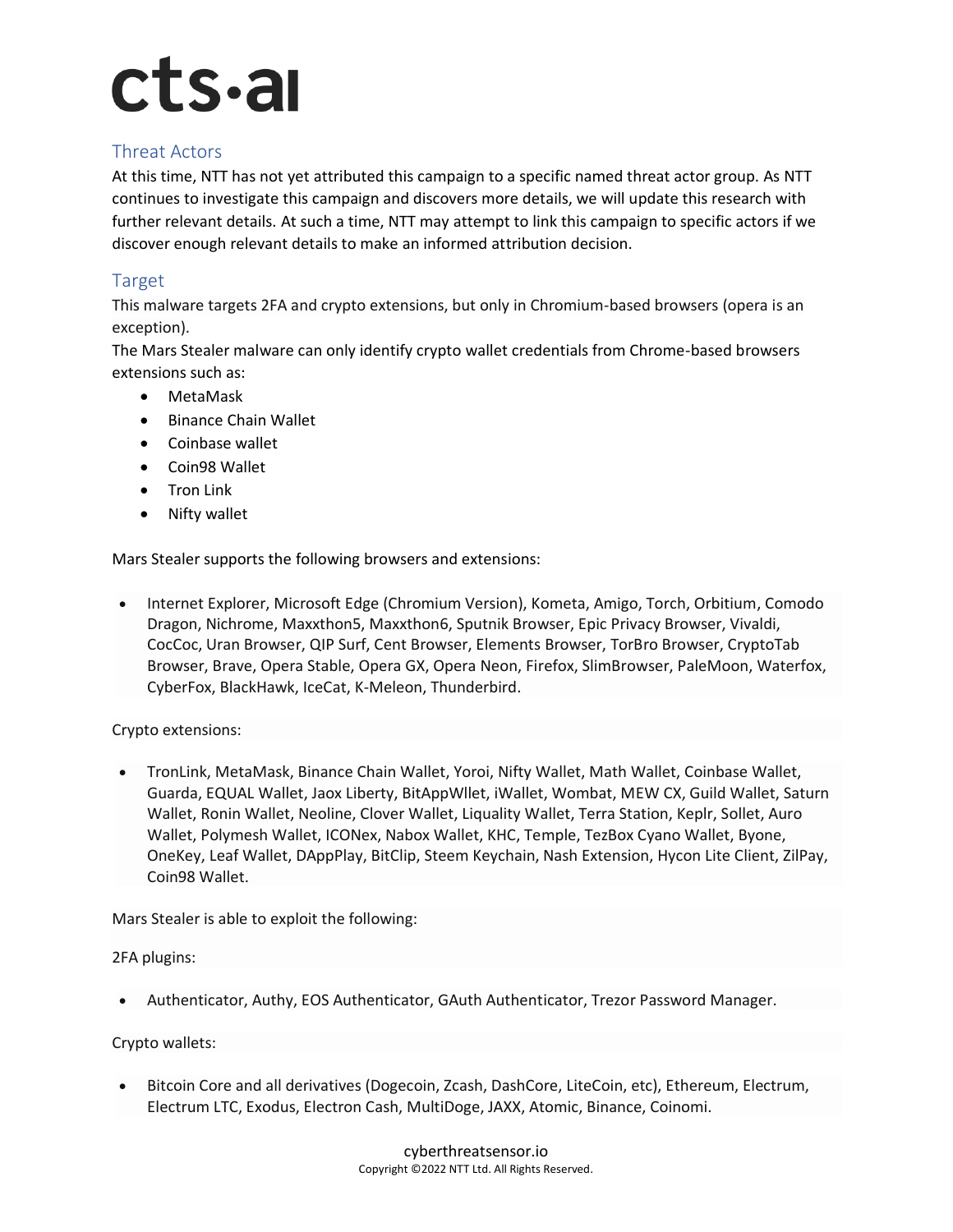## Threat Actors

At this time, NTT has not yet attributed this campaign to a specific named threat actor group. As NTT continues to investigate this campaign and discovers more details, we will update this research with further relevant details. At such a time, NTT may attempt to link this campaign to specific actors if we discover enough relevant details to make an informed attribution decision.

## Target

This malware targets 2FA and crypto extensions, but only in Chromium-based browsers (opera is an exception).

The Mars Stealer malware can only identify crypto wallet credentials from Chrome-based browsers extensions such as:

- MetaMask
- Binance Chain Wallet
- Coinbase wallet
- Coin98 Wallet
- Tron Link
- Nifty wallet

Mars Stealer supports the following browsers and extensions:

- Internet Explorer, Microsoft Edge (Chromium Version), Kometa, Amigo, Torch, Orbitium, Comodo Dragon, Nichrome, Maxxthon5, Maxxthon6, Sputnik Browser, Epic Privacy Browser, Vivaldi, CocCoc, Uran Browser, QIP Surf, Cent Browser, Elements Browser, TorBro Browser, CryptoTab Browser, Brave, Opera Stable, Opera GX, Opera Neon, Firefox, SlimBrowser, PaleMoon, Waterfox, CyberFox, BlackHawk, IceCat, K-Meleon, Thunderbird.

Crypto extensions:

- TronLink, MetaMask, Binance Chain Wallet, Yoroi, Nifty Wallet, Math Wallet, Coinbase Wallet, Guarda, EQUAL Wallet, Jaox Liberty, BitAppWllet, iWallet, Wombat, MEW CX, Guild Wallet, Saturn Wallet, Ronin Wallet, Neoline, Clover Wallet, Liquality Wallet, Terra Station, Keplr, Sollet, Auro Wallet, Polymesh Wallet, ICONex, Nabox Wallet, KHC, Temple, TezBox Cyano Wallet, Byone, OneKey, Leaf Wallet, DAppPlay, BitClip, Steem Keychain, Nash Extension, Hycon Lite Client, ZilPay, Coin98 Wallet.

Mars Stealer is able to exploit the following:

2FA plugins:

- Authenticator, Authy, EOS Authenticator, GAuth Authenticator, Trezor Password Manager.

Crypto wallets:

- Bitcoin Core and all derivatives (Dogecoin, Zcash, DashCore, LiteCoin, etc), Ethereum, Electrum, Electrum LTC, Exodus, Electron Cash, MultiDoge, JAXX, Atomic, Binance, Coinomi.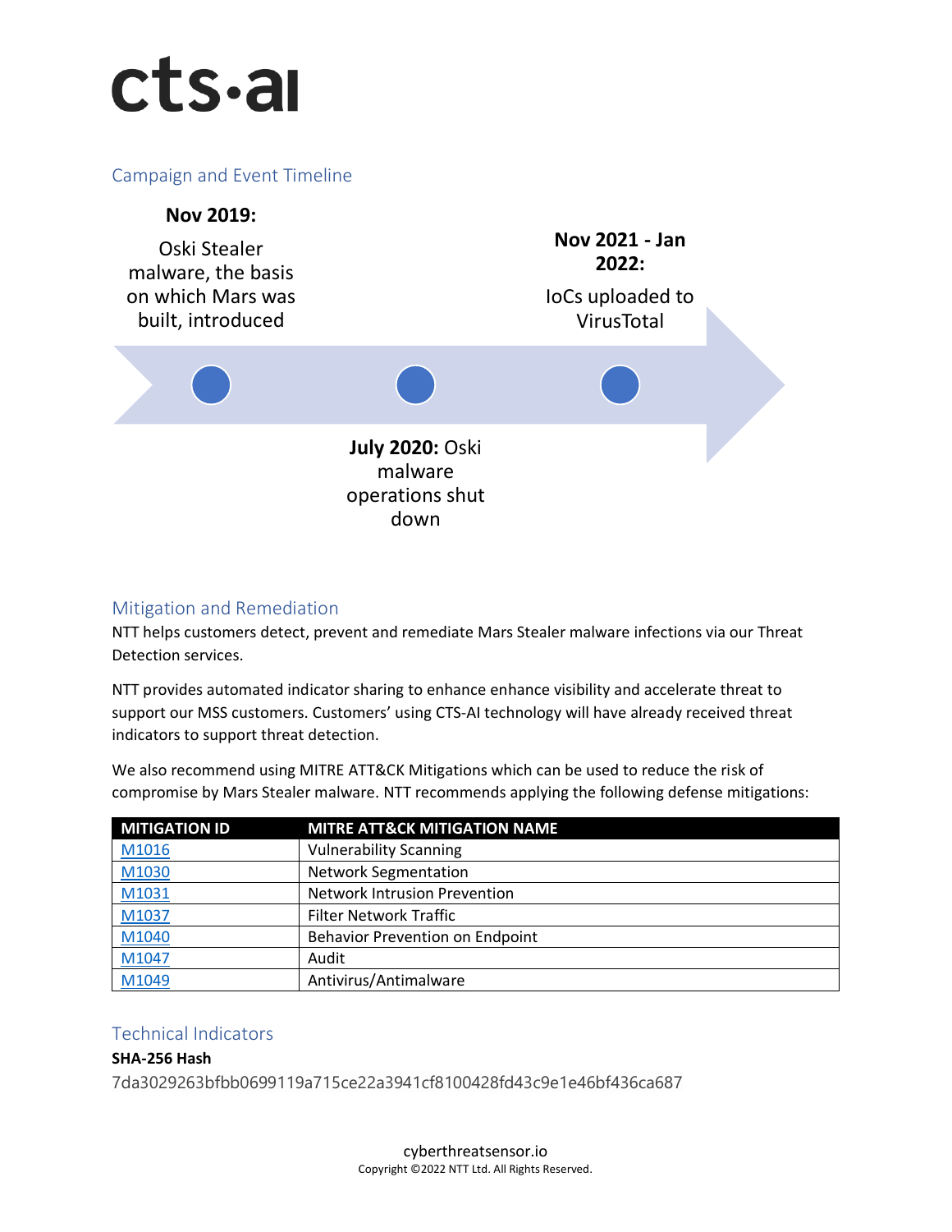cts·ai

## Campaign and Event Timeline

**Nov 2019:** Oski Stealer malware, the basis on which Mars was built, introduced

**July 2020:** Oski malware operations shut down

**Nov 2021 - Jan 2022:** IoCs uploaded to VirusTotal

## Mitigation and Remediation

NTT helps customers detect, prevent and remediate Mars Stealer malware infections via our Threat Detection services.

NTT provides automated indicator sharing to enhance enhance visibility and accelerate threat to support our MSS customers. Customers' using CTS-AI technology will have already received threat indicators to support threat detection.

We also recommend using MITRE ATT&CK Mitigations which can be used to reduce the risk of compromise by Mars Stealer malware. NTT recommends applying the following defense mitigations:

| MITIGATION ID | MITRE ATT&CK MITIGATION NAME |
| --- | --- |
| M1016 | Vulnerability Scanning |
| M1030 | Network Segmentation |
| M1031 | Network Intrusion Prevention |
| M1037 | Filter Network Traffic |
| M1040 | Behavior Prevention on Endpoint |
| M1047 | Audit |
| M1049 | Antivirus/Antimalware |

## Technical Indicators

**SHA-256 Hash**

7da3029263bfbb0699119a715ce22a3941cf8100428fd43c9e1e46bf436ca687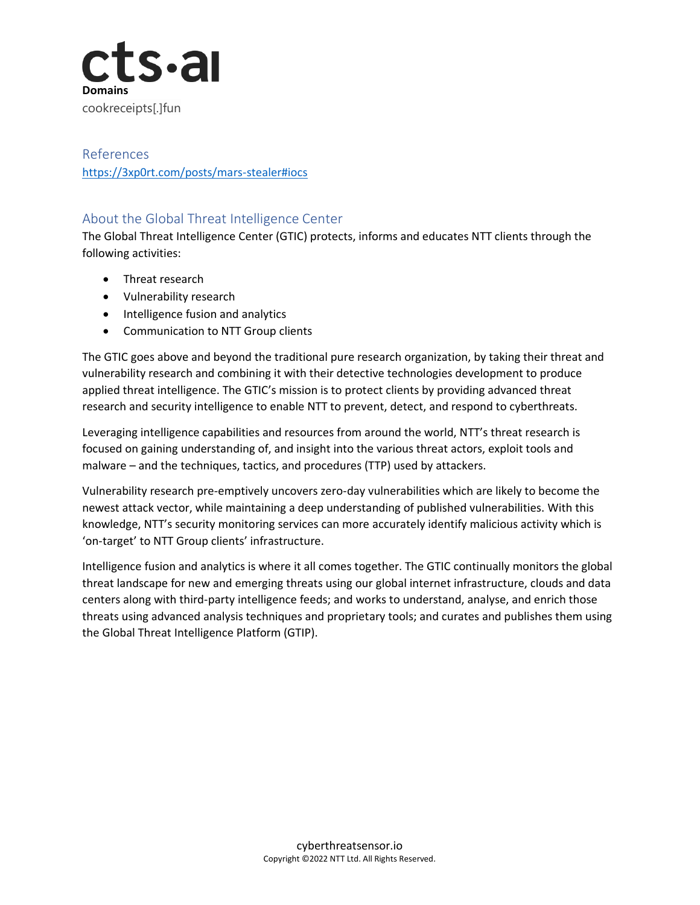**Domains**

cookreceipts[.]fun

## References

https://3xp0rt.com/posts/mars-stealer#iocs

## About the Global Threat Intelligence Center

The Global Threat Intelligence Center (GTIC) protects, informs and educates NTT clients through the following activities:

- Threat research
- Vulnerability research
- Intelligence fusion and analytics
- Communication to NTT Group clients

The GTIC goes above and beyond the traditional pure research organization, by taking their threat and vulnerability research and combining it with their detective technologies development to produce applied threat intelligence. The GTIC's mission is to protect clients by providing advanced threat research and security intelligence to enable NTT to prevent, detect, and respond to cyberthreats.

Leveraging intelligence capabilities and resources from around the world, NTT's threat research is focused on gaining understanding of, and insight into the various threat actors, exploit tools and malware – and the techniques, tactics, and procedures (TTP) used by attackers.

Vulnerability research pre-emptively uncovers zero-day vulnerabilities which are likely to become the newest attack vector, while maintaining a deep understanding of published vulnerabilities. With this knowledge, NTT's security monitoring services can more accurately identify malicious activity which is 'on-target' to NTT Group clients' infrastructure.

Intelligence fusion and analytics is where it all comes together. The GTIC continually monitors the global threat landscape for new and emerging threats using our global internet infrastructure, clouds and data centers along with third-party intelligence feeds; and works to understand, analyse, and enrich those threats using advanced analysis techniques and proprietary tools; and curates and publishes them using the Global Threat Intelligence Platform (GTIP).